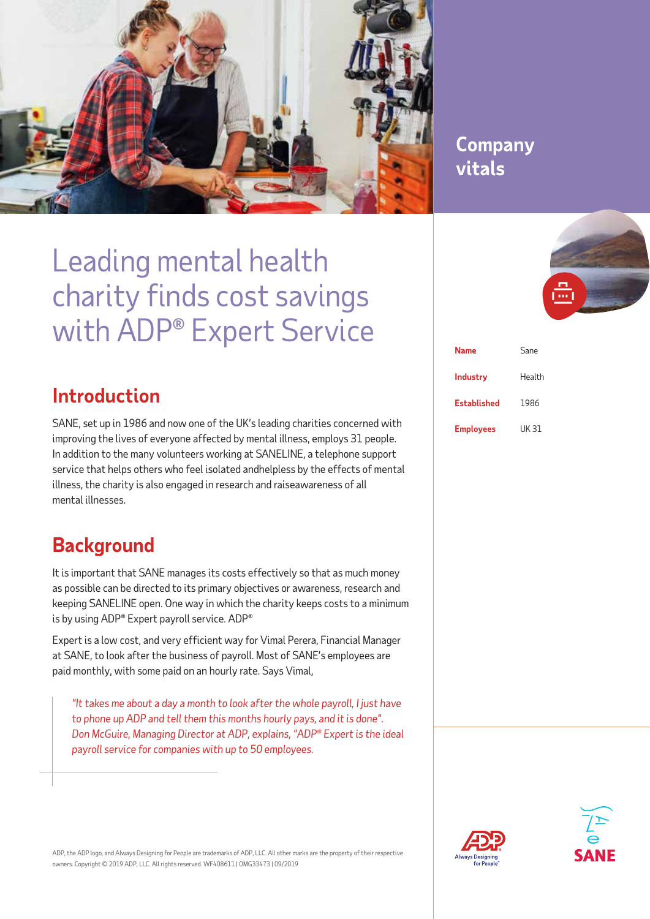# Leading mental health charity finds cost savings with ADP® Expert Service

## Introduction

SANE, set up in 1986 and now one of the UK's leading charities concerned with improving the lives of everyone affected by mental illness, employs 31 people. In addition to the many volunteers working at SANELINE, a telephone support service that helps others who feel isolated andhelpless by the effects of mental illness, the charity is also engaged in research and raiseawareness of all mental illnesses.

## Background

It is important that SANE manages its costs effectively so that as much money as possible can be directed to its primary objectives or awareness, research and keeping SANELINE open. One way in which the charity keeps costs to a minimum is by using ADP® Expert payroll service. ADP®

Expert is a low cost, and very efficient way for Vimal Perera, Financial Manager at SANE, to look after the business of payroll. Most of SANE's employees are paid monthly, with some paid on an hourly rate. Says Vimal,

> *"It takes me about a day a month to look after the whole payroll, I just have to phone up ADP and tell them this months hourly pays, and it is done". Don McGuire, Managing Director at ADP, explains, "ADP® Expert is the ideal payroll service for companies with up to 50 employees.*

ADP, the ADP logo, and Always Designing for People are trademarks of ADP, LLC. All other marks are the property of their respective owners. Copyright © 2019 ADP, LLC. All rights reserved. WF408611 | OMG33473 | 09/2019

## Company vitals

| | |
|---|---|
| **Name** | Sane |
| **Industry** | Health |
| **Established** | 1986 |
| **Employees** | UK 31 |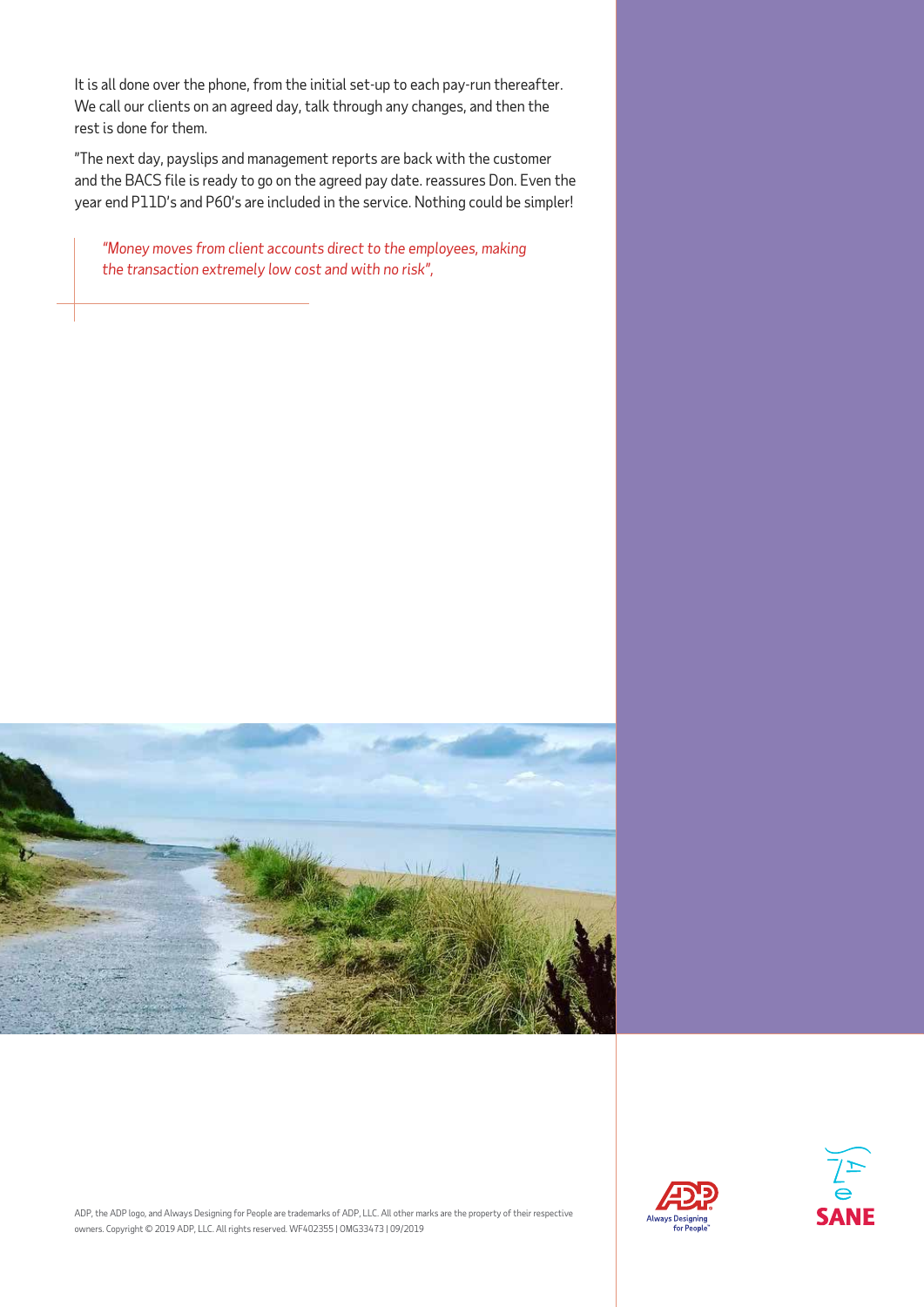It is all done over the phone, from the initial set-up to each pay-run thereafter. We call our clients on an agreed day, talk through any changes, and then the rest is done for them.

"The next day, payslips and management reports are back with the customer and the BACS file is ready to go on the agreed pay date. reassures Don. Even the year end P11D's and P60's are included in the service. Nothing could be simpler!

> *"Money moves from client accounts direct to the employees, making the transaction extremely low cost and with no risk",*

ADP, the ADP logo, and Always Designing for People are trademarks of ADP, LLC. All other marks are the property of their respective owners. Copyright © 2019 ADP, LLC. All rights reserved. WF402355 | OMG33473 | 09/2019